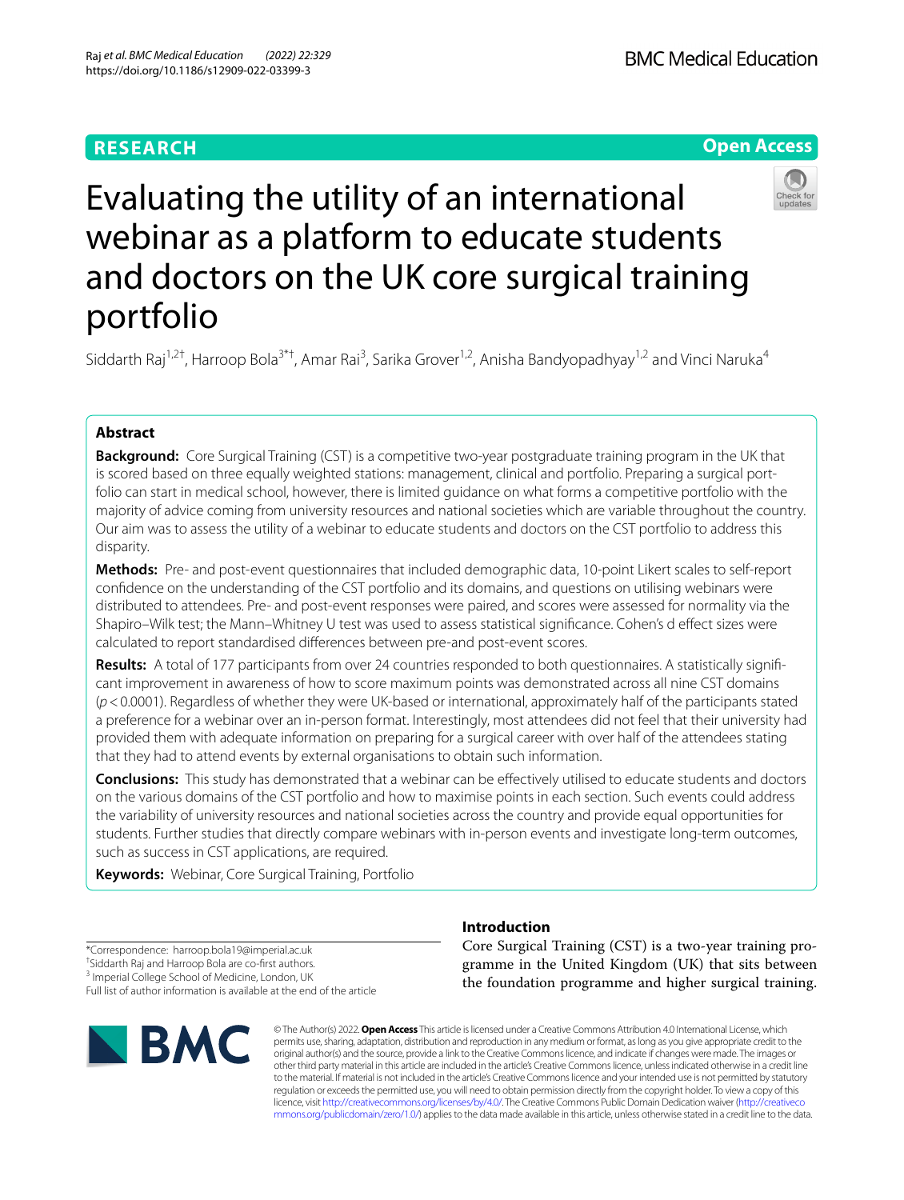RESEARCH

Open Access

# Evaluating the utility of an international webinar as a platform to educate students and doctors on the UK core surgical training portfolio

Siddarth Raj[1,2†], Harroop Bola[3*†], Amar Rai[3], Sarika Grover[1,2], Anisha Bandyopadhyay[1,2] and Vinci Naruka[4]

## Abstract

**Background:** Core Surgical Training (CST) is a competitive two-year postgraduate training program in the UK that is scored based on three equally weighted stations: management, clinical and portfolio. Preparing a surgical portfolio can start in medical school, however, there is limited guidance on what forms a competitive portfolio with the majority of advice coming from university resources and national societies which are variable throughout the country. Our aim was to assess the utility of a webinar to educate students and doctors on the CST portfolio to address this disparity.

**Methods:** Pre- and post-event questionnaires that included demographic data, 10-point Likert scales to self-report confidence on the understanding of the CST portfolio and its domains, and questions on utilising webinars were distributed to attendees. Pre- and post-event responses were paired, and scores were assessed for normality via the Shapiro–Wilk test; the Mann–Whitney U test was used to assess statistical significance. Cohen's d effect sizes were calculated to report standardised differences between pre-and post-event scores.

**Results:** A total of 177 participants from over 24 countries responded to both questionnaires. A statistically significant improvement in awareness of how to score maximum points was demonstrated across all nine CST domains ($p < 0.0001$). Regardless of whether they were UK-based or international, approximately half of the participants stated a preference for a webinar over an in-person format. Interestingly, most attendees did not feel that their university had provided them with adequate information on preparing for a surgical career with over half of the attendees stating that they had to attend events by external organisations to obtain such information.

**Conclusions:** This study has demonstrated that a webinar can be effectively utilised to educate students and doctors on the various domains of the CST portfolio and how to maximise points in each section. Such events could address the variability of university resources and national societies across the country and provide equal opportunities for students. Further studies that directly compare webinars with in-person events and investigate long-term outcomes, such as success in CST applications, are required.

**Keywords:** Webinar, Core Surgical Training, Portfolio

*Correspondence: harroop.bola19@imperial.ac.uk
†Siddarth Raj and Harroop Bola are co-first authors.
[3] Imperial College School of Medicine, London, UK
Full list of author information is available at the end of the article

## Introduction

Core Surgical Training (CST) is a two-year training programme in the United Kingdom (UK) that sits between the foundation programme and higher surgical training.

© The Author(s) 2022. **Open Access** This article is licensed under a Creative Commons Attribution 4.0 International License, which permits use, sharing, adaptation, distribution and reproduction in any medium or format, as long as you give appropriate credit to the original author(s) and the source, provide a link to the Creative Commons licence, and indicate if changes were made. The images or other third party material in this article are included in the article's Creative Commons licence, unless indicated otherwise in a credit line to the material. If material is not included in the article's Creative Commons licence and your intended use is not permitted by statutory regulation or exceeds the permitted use, you will need to obtain permission directly from the copyright holder. To view a copy of this licence, visit http://creativecommons.org/licenses/by/4.0/. The Creative Commons Public Domain Dedication waiver (http://creativecommons.org/publicdomain/zero/1.0/) applies to the data made available in this article, unless otherwise stated in a credit line to the data.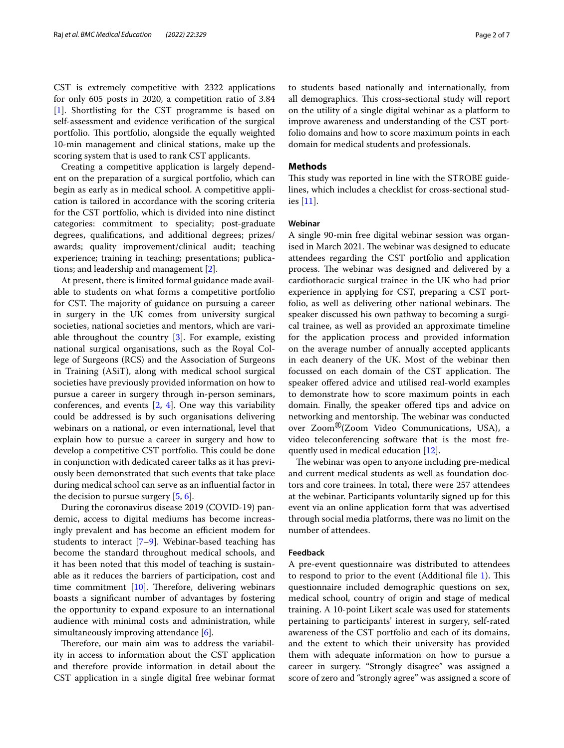CST is extremely competitive with 2322 applications for only 605 posts in 2020, a competition ratio of 3.84 [1]. Shortlisting for the CST programme is based on self-assessment and evidence verification of the surgical portfolio. This portfolio, alongside the equally weighted 10-min management and clinical stations, make up the scoring system that is used to rank CST applicants.

Creating a competitive application is largely dependent on the preparation of a surgical portfolio, which can begin as early as in medical school. A competitive application is tailored in accordance with the scoring criteria for the CST portfolio, which is divided into nine distinct categories: commitment to speciality; post-graduate degrees, qualifications, and additional degrees; prizes/awards; quality improvement/clinical audit; teaching experience; training in teaching; presentations; publications; and leadership and management [2].

At present, there is limited formal guidance made available to students on what forms a competitive portfolio for CST. The majority of guidance on pursuing a career in surgery in the UK comes from university surgical societies, national societies and mentors, which are variable throughout the country [3]. For example, existing national surgical organisations, such as the Royal College of Surgeons (RCS) and the Association of Surgeons in Training (ASiT), along with medical school surgical societies have previously provided information on how to pursue a career in surgery through in-person seminars, conferences, and events [2, 4]. One way this variability could be addressed is by such organisations delivering webinars on a national, or even international, level that explain how to pursue a career in surgery and how to develop a competitive CST portfolio. This could be done in conjunction with dedicated career talks as it has previously been demonstrated that such events that take place during medical school can serve as an influential factor in the decision to pursue surgery [5, 6].

During the coronavirus disease 2019 (COVID-19) pandemic, access to digital mediums has become increasingly prevalent and has become an efficient modem for students to interact [7–9]. Webinar-based teaching has become the standard throughout medical schools, and it has been noted that this model of teaching is sustainable as it reduces the barriers of participation, cost and time commitment [10]. Therefore, delivering webinars boasts a significant number of advantages by fostering the opportunity to expand exposure to an international audience with minimal costs and administration, while simultaneously improving attendance [6].

Therefore, our main aim was to address the variability in access to information about the CST application and therefore provide information in detail about the CST application in a single digital free webinar format to students based nationally and internationally, from all demographics. This cross-sectional study will report on the utility of a single digital webinar as a platform to improve awareness and understanding of the CST portfolio domains and how to score maximum points in each domain for medical students and professionals.

## Methods

This study was reported in line with the STROBE guidelines, which includes a checklist for cross-sectional studies [11].

### Webinar

A single 90-min free digital webinar session was organised in March 2021. The webinar was designed to educate attendees regarding the CST portfolio and application process. The webinar was designed and delivered by a cardiothoracic surgical trainee in the UK who had prior experience in applying for CST, preparing a CST portfolio, as well as delivering other national webinars. The speaker discussed his own pathway to becoming a surgical trainee, as well as provided an approximate timeline for the application process and provided information on the average number of annually accepted applicants in each deanery of the UK. Most of the webinar then focussed on each domain of the CST application. The speaker offered advice and utilised real-world examples to demonstrate how to score maximum points in each domain. Finally, the speaker offered tips and advice on networking and mentorship. The webinar was conducted over Zoom®(Zoom Video Communications, USA), a video teleconferencing software that is the most frequently used in medical education [12].

The webinar was open to anyone including pre-medical and current medical students as well as foundation doctors and core trainees. In total, there were 257 attendees at the webinar. Participants voluntarily signed up for this event via an online application form that was advertised through social media platforms, there was no limit on the number of attendees.

### Feedback

A pre-event questionnaire was distributed to attendees to respond to prior to the event (Additional file 1). This questionnaire included demographic questions on sex, medical school, country of origin and stage of medical training. A 10-point Likert scale was used for statements pertaining to participants' interest in surgery, self-rated awareness of the CST portfolio and each of its domains, and the extent to which their university has provided them with adequate information on how to pursue a career in surgery. "Strongly disagree" was assigned a score of zero and "strongly agree" was assigned a score of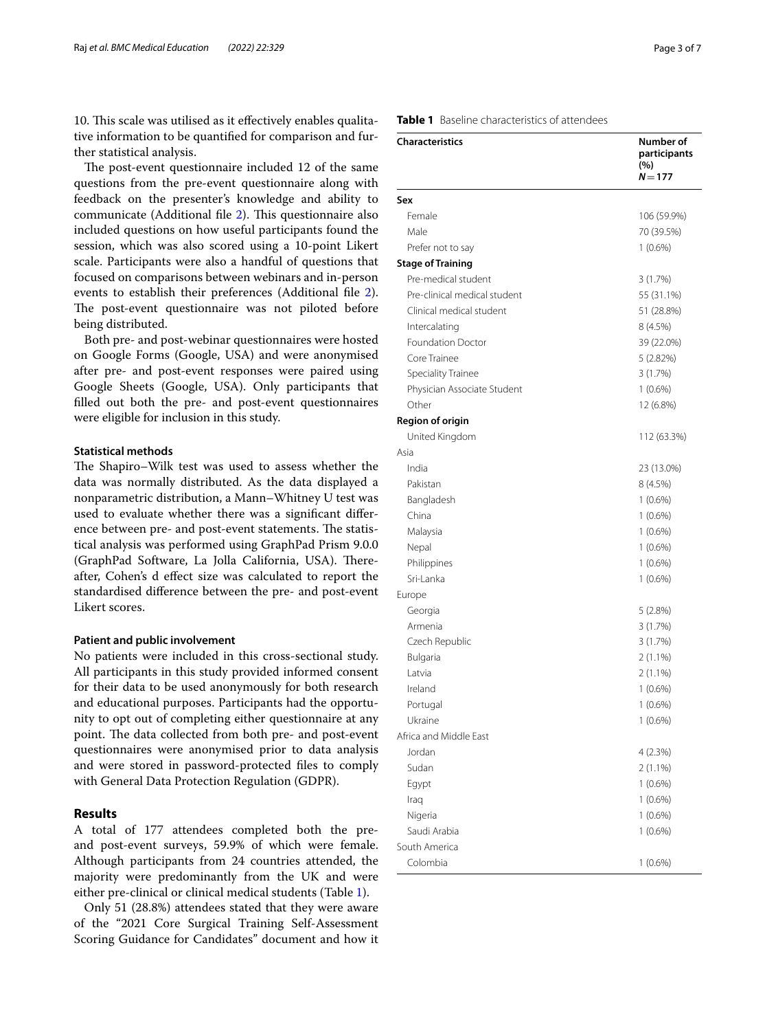10. This scale was utilised as it effectively enables qualitative information to be quantified for comparison and further statistical analysis.

The post-event questionnaire included 12 of the same questions from the pre-event questionnaire along with feedback on the presenter's knowledge and ability to communicate (Additional file 2). This questionnaire also included questions on how useful participants found the session, which was also scored using a 10-point Likert scale. Participants were also a handful of questions that focused on comparisons between webinars and in-person events to establish their preferences (Additional file 2). The post-event questionnaire was not piloted before being distributed.

Both pre- and post-webinar questionnaires were hosted on Google Forms (Google, USA) and were anonymised after pre- and post-event responses were paired using Google Sheets (Google, USA). Only participants that filled out both the pre- and post-event questionnaires were eligible for inclusion in this study.

### Statistical methods

The Shapiro–Wilk test was used to assess whether the data was normally distributed. As the data displayed a nonparametric distribution, a Mann–Whitney U test was used to evaluate whether there was a significant difference between pre- and post-event statements. The statistical analysis was performed using GraphPad Prism 9.0.0 (GraphPad Software, La Jolla California, USA). Thereafter, Cohen's d effect size was calculated to report the standardised difference between the pre- and post-event Likert scores.

### Patient and public involvement

No patients were included in this cross-sectional study. All participants in this study provided informed consent for their data to be used anonymously for both research and educational purposes. Participants had the opportunity to opt out of completing either questionnaire at any point. The data collected from both pre- and post-event questionnaires were anonymised prior to data analysis and were stored in password-protected files to comply with General Data Protection Regulation (GDPR).

## Results

A total of 177 attendees completed both the pre- and post-event surveys, 59.9% of which were female. Although participants from 24 countries attended, the majority were predominantly from the UK and were either pre-clinical or clinical medical students (Table 1).

Only 51 (28.8%) attendees stated that they were aware of the "2021 Core Surgical Training Self-Assessment Scoring Guidance for Candidates" document and how it

**Table 1** Baseline characteristics of attendees

| Characteristics | Number of participants (%) $N = 177$ |
|---|---|
| **Sex** | |
| Female | 106 (59.9%) |
| Male | 70 (39.5%) |
| Prefer not to say | 1 (0.6%) |
| **Stage of Training** | |
| Pre-medical student | 3 (1.7%) |
| Pre-clinical medical student | 55 (31.1%) |
| Clinical medical student | 51 (28.8%) |
| Intercalating | 8 (4.5%) |
| Foundation Doctor | 39 (22.0%) |
| Core Trainee | 5 (2.82%) |
| Speciality Trainee | 3 (1.7%) |
| Physician Associate Student | 1 (0.6%) |
| Other | 12 (6.8%) |
| **Region of origin** | |
| United Kingdom | 112 (63.3%) |
| Asia | |
| India | 23 (13.0%) |
| Pakistan | 8 (4.5%) |
| Bangladesh | 1 (0.6%) |
| China | 1 (0.6%) |
| Malaysia | 1 (0.6%) |
| Nepal | 1 (0.6%) |
| Philippines | 1 (0.6%) |
| Sri-Lanka | 1 (0.6%) |
| Europe | |
| Georgia | 5 (2.8%) |
| Armenia | 3 (1.7%) |
| Czech Republic | 3 (1.7%) |
| Bulgaria | 2 (1.1%) |
| Latvia | 2 (1.1%) |
| Ireland | 1 (0.6%) |
| Portugal | 1 (0.6%) |
| Ukraine | 1 (0.6%) |
| Africa and Middle East | |
| Jordan | 4 (2.3%) |
| Sudan | 2 (1.1%) |
| Egypt | 1 (0.6%) |
| Iraq | 1 (0.6%) |
| Nigeria | 1 (0.6%) |
| Saudi Arabia | 1 (0.6%) |
| South America | |
| Colombia | 1 (0.6%) |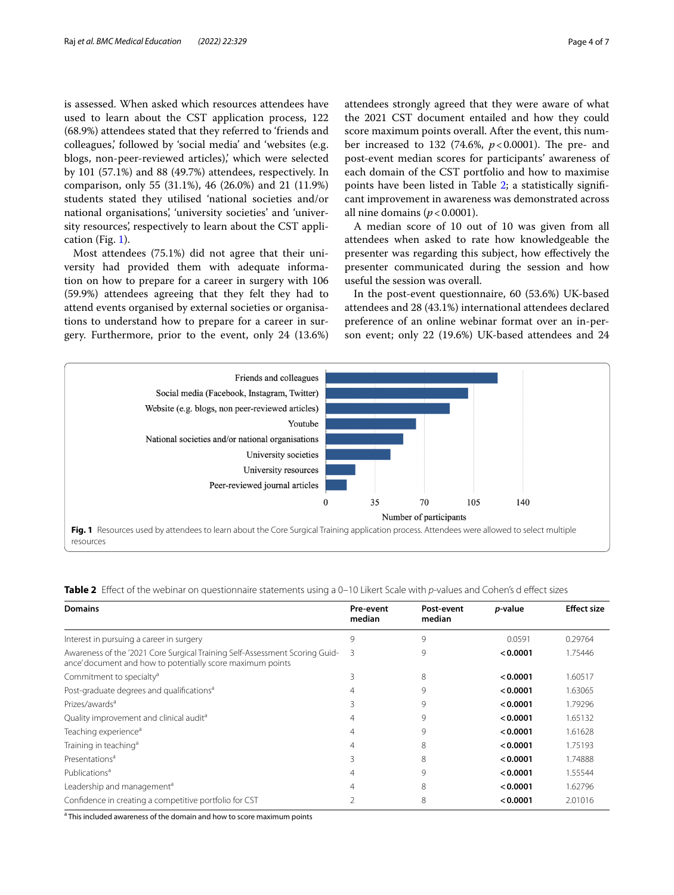is assessed. When asked which resources attendees have used to learn about the CST application process, 122 (68.9%) attendees stated that they referred to 'friends and colleagues,' followed by 'social media' and 'websites (e.g. blogs, non-peer-reviewed articles),' which were selected by 101 (57.1%) and 88 (49.7%) attendees, respectively. In comparison, only 55 (31.1%), 46 (26.0%) and 21 (11.9%) students stated they utilised 'national societies and/or national organisations,' 'university societies' and 'university resources,' respectively to learn about the CST application (Fig. 1).

Most attendees (75.1%) did not agree that their university had provided them with adequate information on how to prepare for a career in surgery with 106 (59.9%) attendees agreeing that they felt they had to attend events organised by external societies or organisations to understand how to prepare for a career in surgery. Furthermore, prior to the event, only 24 (13.6%) attendees strongly agreed that they were aware of what the 2021 CST document entailed and how they could score maximum points overall. After the event, this number increased to 132 (74.6%, $p < 0.0001$). The pre- and post-event median scores for participants' awareness of each domain of the CST portfolio and how to maximise points have been listed in Table 2; a statistically significant improvement in awareness was demonstrated across all nine domains ($p < 0.0001$).

A median score of 10 out of 10 was given from all attendees when asked to rate how knowledgeable the presenter was regarding this subject, how effectively the presenter communicated during the session and how useful the session was overall.

In the post-event questionnaire, 60 (53.6%) UK-based attendees and 28 (43.1%) international attendees declared preference of an online webinar format over an in-person event; only 22 (19.6%) UK-based attendees and 24

**Fig. 1** Resources used by attendees to learn about the Core Surgical Training application process. Attendees were allowed to select multiple resources

**Table 2** Effect of the webinar on questionnaire statements using a 0–10 Likert Scale with *p*-values and Cohen's d effect sizes

| Domains | Pre-event median | Post-event median | *p*-value | Effect size |
|---|---|---|---|---|
| Interest in pursuing a career in surgery | 9 | 9 | 0.0591 | 0.29764 |
| Awareness of the '2021 Core Surgical Training Self-Assessment Scoring Guidance' document and how to potentially score maximum points | 3 | 9 | **< 0.0001** | 1.75446 |
| Commitment to specialty[a] | 3 | 8 | **< 0.0001** | 1.60517 |
| Post-graduate degrees and qualifications[a] | 4 | 9 | **< 0.0001** | 1.63065 |
| Prizes/awards[a] | 3 | 9 | **< 0.0001** | 1.79296 |
| Quality improvement and clinical audit[a] | 4 | 9 | **< 0.0001** | 1.65132 |
| Teaching experience[a] | 4 | 9 | **< 0.0001** | 1.61628 |
| Training in teaching[a] | 4 | 8 | **< 0.0001** | 1.75193 |
| Presentations[a] | 3 | 8 | **< 0.0001** | 1.74888 |
| Publications[a] | 4 | 9 | **< 0.0001** | 1.55544 |
| Leadership and management[a] | 4 | 8 | **< 0.0001** | 1.62796 |
| Confidence in creating a competitive portfolio for CST | 2 | 8 | **< 0.0001** | 2.01016 |

[a] This included awareness of the domain and how to score maximum points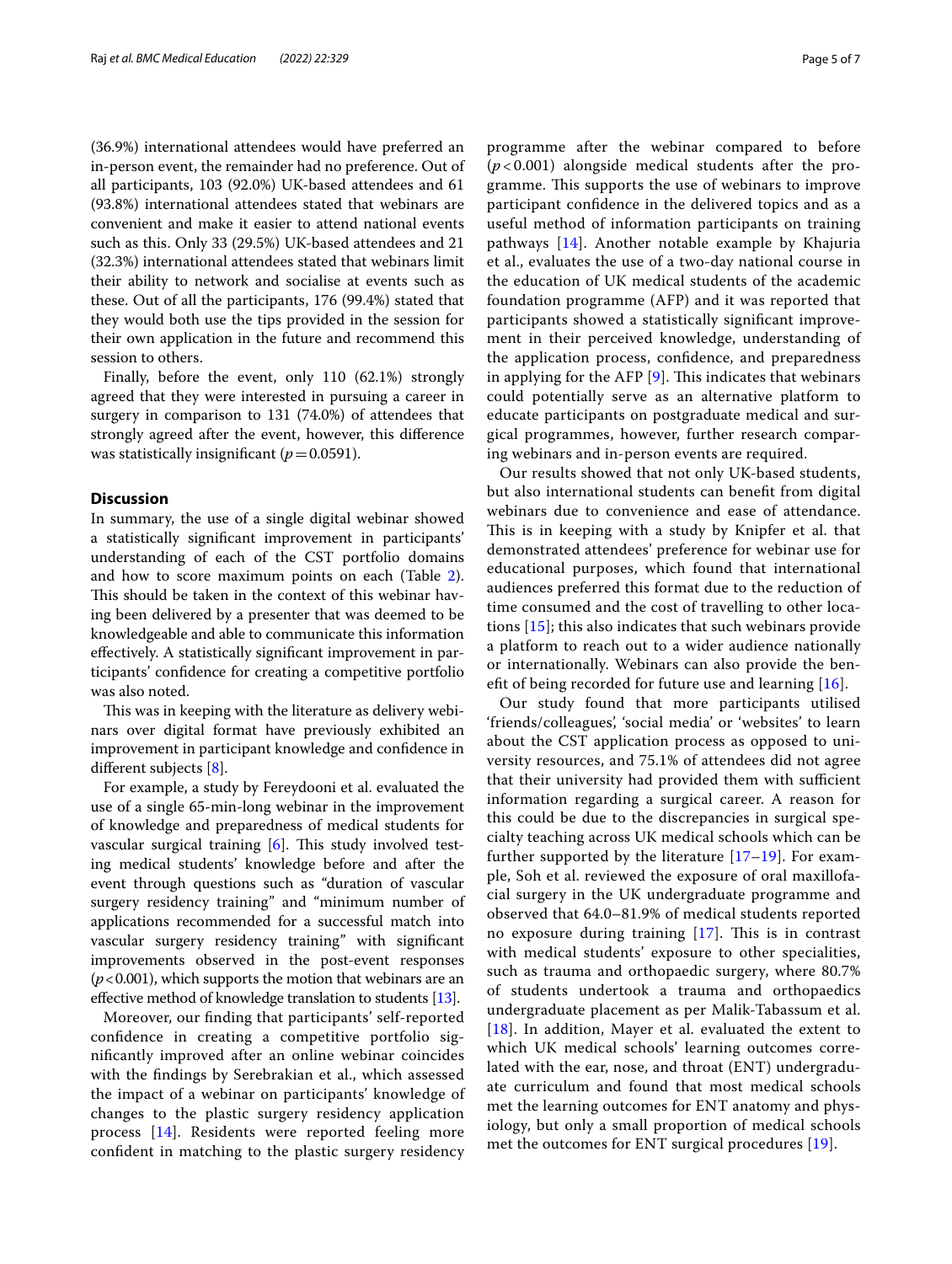(36.9%) international attendees would have preferred an in-person event, the remainder had no preference. Out of all participants, 103 (92.0%) UK-based attendees and 61 (93.8%) international attendees stated that webinars are convenient and make it easier to attend national events such as this. Only 33 (29.5%) UK-based attendees and 21 (32.3%) international attendees stated that webinars limit their ability to network and socialise at events such as these. Out of all the participants, 176 (99.4%) stated that they would both use the tips provided in the session for their own application in the future and recommend this session to others.

Finally, before the event, only 110 (62.1%) strongly agreed that they were interested in pursuing a career in surgery in comparison to 131 (74.0%) of attendees that strongly agreed after the event, however, this difference was statistically insignificant ($p=0.0591$).

## Discussion

In summary, the use of a single digital webinar showed a statistically significant improvement in participants' understanding of each of the CST portfolio domains and how to score maximum points on each (Table 2). This should be taken in the context of this webinar having been delivered by a presenter that was deemed to be knowledgeable and able to communicate this information effectively. A statistically significant improvement in participants' confidence for creating a competitive portfolio was also noted.

This was in keeping with the literature as delivery webinars over digital format have previously exhibited an improvement in participant knowledge and confidence in different subjects [8].

For example, a study by Fereydooni et al. evaluated the use of a single 65-min-long webinar in the improvement of knowledge and preparedness of medical students for vascular surgical training [6]. This study involved testing medical students' knowledge before and after the event through questions such as "duration of vascular surgery residency training" and "minimum number of applications recommended for a successful match into vascular surgery residency training" with significant improvements observed in the post-event responses ($p<0.001$), which supports the motion that webinars are an effective method of knowledge translation to students [13].

Moreover, our finding that participants' self-reported confidence in creating a competitive portfolio significantly improved after an online webinar coincides with the findings by Serebrakian et al., which assessed the impact of a webinar on participants' knowledge of changes to the plastic surgery residency application process [14]. Residents were reported feeling more confident in matching to the plastic surgery residency programme after the webinar compared to before ($p<0.001$) alongside medical students after the programme. This supports the use of webinars to improve participant confidence in the delivered topics and as a useful method of information participants on training pathways [14]. Another notable example by Khajuria et al., evaluates the use of a two-day national course in the education of UK medical students of the academic foundation programme (AFP) and it was reported that participants showed a statistically significant improvement in their perceived knowledge, understanding of the application process, confidence, and preparedness in applying for the AFP [9]. This indicates that webinars could potentially serve as an alternative platform to educate participants on postgraduate medical and surgical programmes, however, further research comparing webinars and in-person events are required.

Our results showed that not only UK-based students, but also international students can benefit from digital webinars due to convenience and ease of attendance. This is in keeping with a study by Knipfer et al. that demonstrated attendees' preference for webinar use for educational purposes, which found that international audiences preferred this format due to the reduction of time consumed and the cost of travelling to other locations [15]; this also indicates that such webinars provide a platform to reach out to a wider audience nationally or internationally. Webinars can also provide the benefit of being recorded for future use and learning [16].

Our study found that more participants utilised 'friends/colleagues', 'social media' or 'websites' to learn about the CST application process as opposed to university resources, and 75.1% of attendees did not agree that their university had provided them with sufficient information regarding a surgical career. A reason for this could be due to the discrepancies in surgical specialty teaching across UK medical schools which can be further supported by the literature [17–19]. For example, Soh et al. reviewed the exposure of oral maxillofacial surgery in the UK undergraduate programme and observed that 64.0–81.9% of medical students reported no exposure during training [17]. This is in contrast with medical students' exposure to other specialities, such as trauma and orthopaedic surgery, where 80.7% of students undertook a trauma and orthopaedics undergraduate placement as per Malik-Tabassum et al. [18]. In addition, Mayer et al. evaluated the extent to which UK medical schools' learning outcomes correlated with the ear, nose, and throat (ENT) undergraduate curriculum and found that most medical schools met the learning outcomes for ENT anatomy and physiology, but only a small proportion of medical schools met the outcomes for ENT surgical procedures [19].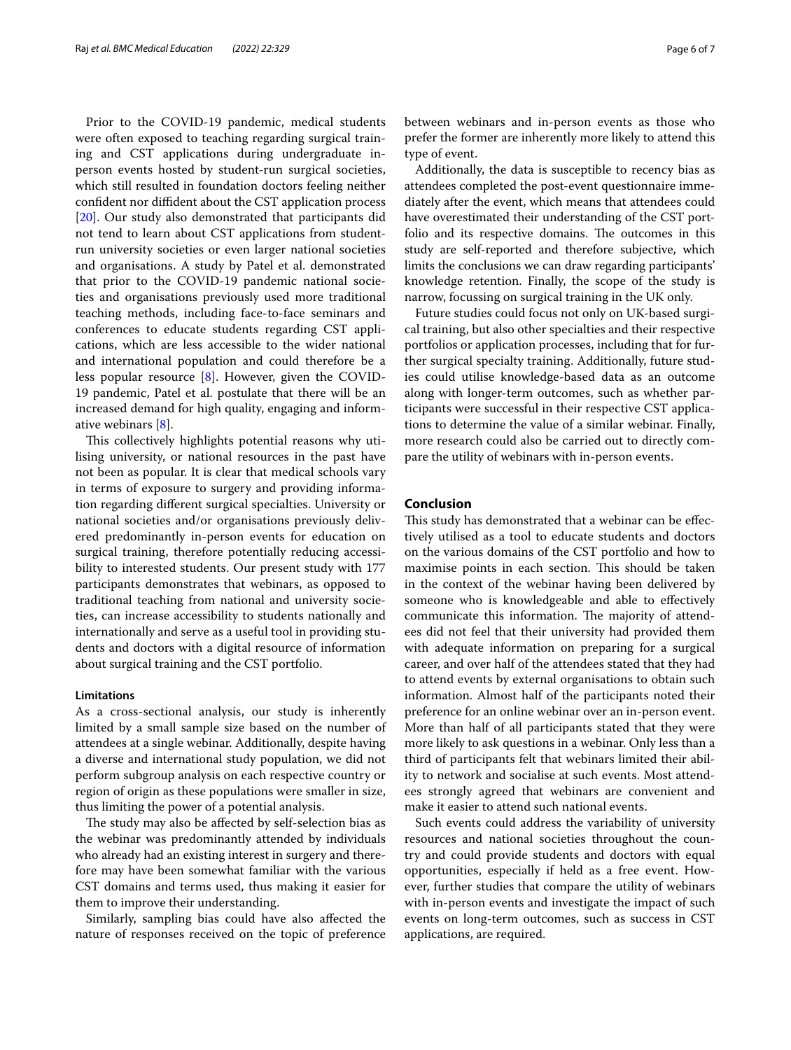Prior to the COVID-19 pandemic, medical students were often exposed to teaching regarding surgical training and CST applications during undergraduate in-person events hosted by student-run surgical societies, which still resulted in foundation doctors feeling neither confident nor diffident about the CST application process [20]. Our study also demonstrated that participants did not tend to learn about CST applications from student-run university societies or even larger national societies and organisations. A study by Patel et al. demonstrated that prior to the COVID-19 pandemic national societies and organisations previously used more traditional teaching methods, including face-to-face seminars and conferences to educate students regarding CST applications, which are less accessible to the wider national and international population and could therefore be a less popular resource [8]. However, given the COVID-19 pandemic, Patel et al. postulate that there will be an increased demand for high quality, engaging and informative webinars [8].

This collectively highlights potential reasons why utilising university, or national resources in the past have not been as popular. It is clear that medical schools vary in terms of exposure to surgery and providing information regarding different surgical specialties. University or national societies and/or organisations previously delivered predominantly in-person events for education on surgical training, therefore potentially reducing accessibility to interested students. Our present study with 177 participants demonstrates that webinars, as opposed to traditional teaching from national and university societies, can increase accessibility to students nationally and internationally and serve as a useful tool in providing students and doctors with a digital resource of information about surgical training and the CST portfolio.

### Limitations

As a cross-sectional analysis, our study is inherently limited by a small sample size based on the number of attendees at a single webinar. Additionally, despite having a diverse and international study population, we did not perform subgroup analysis on each respective country or region of origin as these populations were smaller in size, thus limiting the power of a potential analysis.

The study may also be affected by self-selection bias as the webinar was predominantly attended by individuals who already had an existing interest in surgery and therefore may have been somewhat familiar with the various CST domains and terms used, thus making it easier for them to improve their understanding.

Similarly, sampling bias could have also affected the nature of responses received on the topic of preference between webinars and in-person events as those who prefer the former are inherently more likely to attend this type of event.

Additionally, the data is susceptible to recency bias as attendees completed the post-event questionnaire immediately after the event, which means that attendees could have overestimated their understanding of the CST portfolio and its respective domains. The outcomes in this study are self-reported and therefore subjective, which limits the conclusions we can draw regarding participants' knowledge retention. Finally, the scope of the study is narrow, focussing on surgical training in the UK only.

Future studies could focus not only on UK-based surgical training, but also other specialties and their respective portfolios or application processes, including that for further surgical specialty training. Additionally, future studies could utilise knowledge-based data as an outcome along with longer-term outcomes, such as whether participants were successful in their respective CST applications to determine the value of a similar webinar. Finally, more research could also be carried out to directly compare the utility of webinars with in-person events.

## Conclusion

This study has demonstrated that a webinar can be effectively utilised as a tool to educate students and doctors on the various domains of the CST portfolio and how to maximise points in each section. This should be taken in the context of the webinar having been delivered by someone who is knowledgeable and able to effectively communicate this information. The majority of attendees did not feel that their university had provided them with adequate information on preparing for a surgical career, and over half of the attendees stated that they had to attend events by external organisations to obtain such information. Almost half of the participants noted their preference for an online webinar over an in-person event. More than half of all participants stated that they were more likely to ask questions in a webinar. Only less than a third of participants felt that webinars limited their ability to network and socialise at such events. Most attendees strongly agreed that webinars are convenient and make it easier to attend such national events.

Such events could address the variability of university resources and national societies throughout the country and could provide students and doctors with equal opportunities, especially if held as a free event. However, further studies that compare the utility of webinars with in-person events and investigate the impact of such events on long-term outcomes, such as success in CST applications, are required.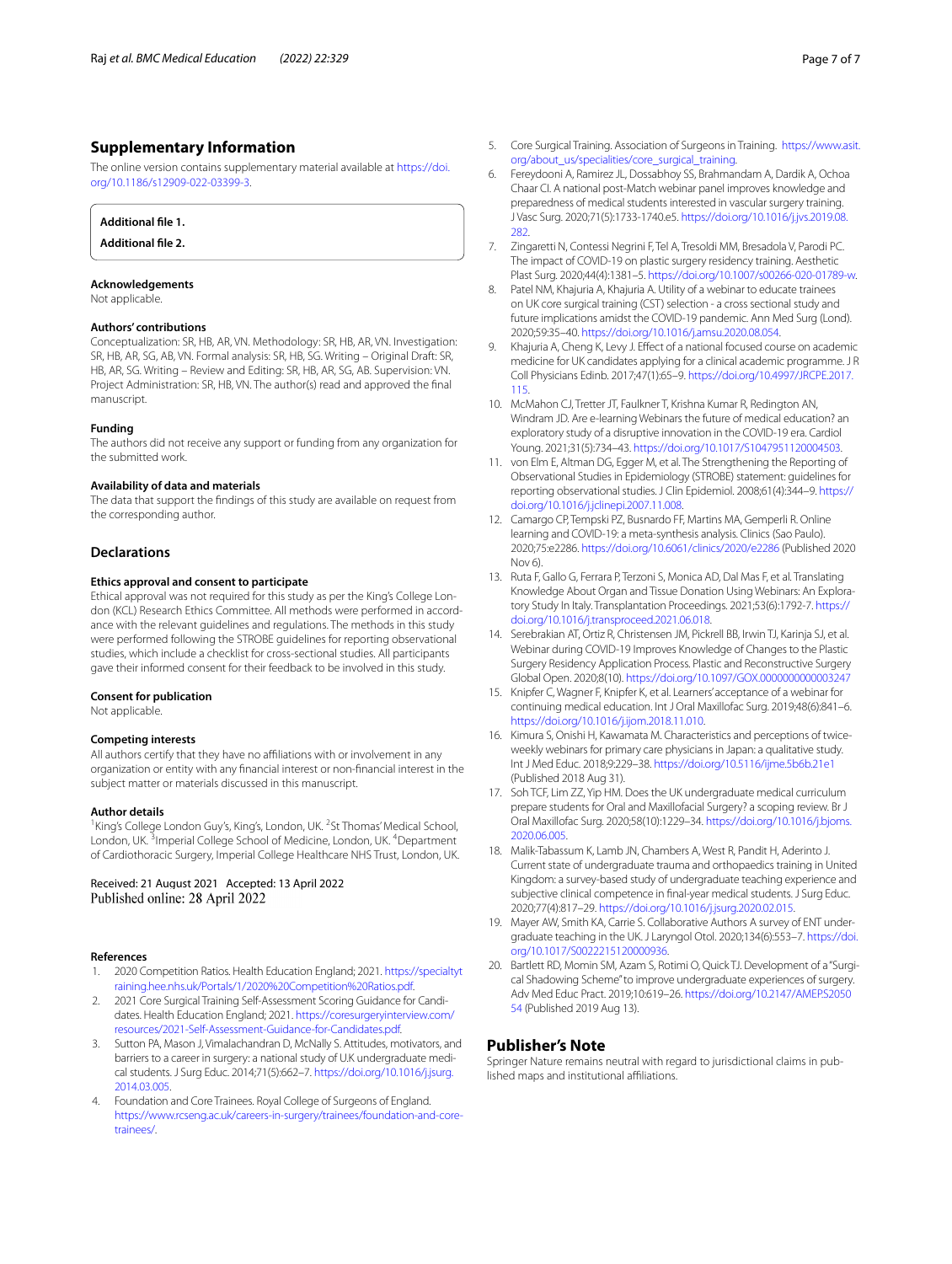## Supplementary Information

The online version contains supplementary material available at https://doi.org/10.1186/s12909-022-03399-3.

**Additional file 1.**

**Additional file 2.**

### Acknowledgements

Not applicable.

### Authors' contributions

Conceptualization: SR, HB, AR, VN. Methodology: SR, HB, AR, VN. Investigation: SR, HB, AR, SG, AB, VN. Formal analysis: SR, HB, SG. Writing – Original Draft: SR, HB, AR, SG. Writing – Review and Editing: SR, HB, AR, SG, AB. Supervision: VN. Project Administration: SR, HB, VN. The author(s) read and approved the final manuscript.

### Funding

The authors did not receive any support or funding from any organization for the submitted work.

### Availability of data and materials

The data that support the findings of this study are available on request from the corresponding author.

## Declarations

### Ethics approval and consent to participate

Ethical approval was not required for this study as per the King's College London (KCL) Research Ethics Committee. All methods were performed in accordance with the relevant guidelines and regulations. The methods in this study were performed following the STROBE guidelines for reporting observational studies, which include a checklist for cross-sectional studies. All participants gave their informed consent for their feedback to be involved in this study.

### Consent for publication

Not applicable.

### Competing interests

All authors certify that they have no affiliations with or involvement in any organization or entity with any financial interest or non-financial interest in the subject matter or materials discussed in this manuscript.

### Author details

[1]King's College London Guy's, King's, London, UK. [2]St Thomas' Medical School, London, UK. [3]Imperial College School of Medicine, London, UK. [4]Department of Cardiothoracic Surgery, Imperial College Healthcare NHS Trust, London, UK.

Received: 21 August 2021 Accepted: 13 April 2022
Published online: 28 April 2022

### References

1. 2020 Competition Ratios. Health Education England; 2021. https://specialtytraining.hee.nhs.uk/Portals/1/2020%20Competition%20Ratios.pdf.
2. 2021 Core Surgical Training Self-Assessment Scoring Guidance for Candidates. Health Education England; 2021. https://coresurgeryinterview.com/resources/2021-Self-Assessment-Guidance-for-Candidates.pdf.
3. Sutton PA, Mason J, Vimalachandran D, McNally S. Attitudes, motivators, and barriers to a career in surgery: a national study of U.K undergraduate medical students. J Surg Educ. 2014;71(5):662–7. https://doi.org/10.1016/j.jsurg.2014.03.005.
4. Foundation and Core Trainees. Royal College of Surgeons of England. https://www.rcseng.ac.uk/careers-in-surgery/trainees/foundation-and-core-trainees/.
5. Core Surgical Training. Association of Surgeons in Training. https://www.asit.org/about_us/specialities/core_surgical_training.
6. Fereydooni A, Ramirez JL, Dossabhoy SS, Brahmandam A, Dardik A, Ochoa Chaar CI. A national post-Match webinar panel improves knowledge and preparedness of medical students interested in vascular surgery training. J Vasc Surg. 2020;71(5):1733-1740.e5. https://doi.org/10.1016/j.jvs.2019.08.282.
7. Zingaretti N, Contessi Negrini F, Tel A, Tresoldi MM, Bresadola V, Parodi PC. The impact of COVID-19 on plastic surgery residency training. Aesthetic Plast Surg. 2020;44(4):1381–5. https://doi.org/10.1007/s00266-020-01789-w.
8. Patel NM, Khajuria A, Khajuria A. Utility of a webinar to educate trainees on UK core surgical training (CST) selection - a cross sectional study and future implications amidst the COVID-19 pandemic. Ann Med Surg (Lond). 2020;59:35–40. https://doi.org/10.1016/j.amsu.2020.08.054.
9. Khajuria A, Cheng K, Levy J. Effect of a national focused course on academic medicine for UK candidates applying for a clinical academic programme. J R Coll Physicians Edinb. 2017;47(1):65–9. https://doi.org/10.4997/JRCPE.2017.115.
10. McMahon CJ, Tretter JT, Faulkner T, Krishna Kumar R, Redington AN, Windram JD. Are e-learning Webinars the future of medical education? an exploratory study of a disruptive innovation in the COVID-19 era. Cardiol Young. 2021;31(5):734–43. https://doi.org/10.1017/S1047951120004503.
11. von Elm E, Altman DG, Egger M, et al. The Strengthening the Reporting of Observational Studies in Epidemiology (STROBE) statement: guidelines for reporting observational studies. J Clin Epidemiol. 2008;61(4):344–9. https://doi.org/10.1016/j.jclinepi.2007.11.008.
12. Camargo CP, Tempski PZ, Busnardo FF, Martins MA, Gemperli R. Online learning and COVID-19: a meta-synthesis analysis. Clinics (Sao Paulo). 2020;75:e2286. https://doi.org/10.6061/clinics/2020/e2286 (Published 2020 Nov 6).
13. Ruta F, Gallo G, Ferrara P, Terzoni S, Monica AD, Dal Mas F, et al. Translating Knowledge About Organ and Tissue Donation Using Webinars: An Exploratory Study In Italy. Transplantation Proceedings. 2021;53(6):1792-7. https://doi.org/10.1016/j.transproceed.2021.06.018.
14. Serebrakian AT, Ortiz R, Christensen JM, Pickrell BB, Irwin TJ, Karinja SJ, et al. Webinar during COVID-19 Improves Knowledge of Changes to the Plastic Surgery Residency Application Process. Plastic and Reconstructive Surgery Global Open. 2020;8(10). https://doi.org/10.1097/GOX.0000000000003247
15. Knipfer C, Wagner F, Knipfer K, et al. Learners' acceptance of a webinar for continuing medical education. Int J Oral Maxillofac Surg. 2019;48(6):841–6. https://doi.org/10.1016/j.ijom.2018.11.010.
16. Kimura S, Onishi H, Kawamata M. Characteristics and perceptions of twice-weekly webinars for primary care physicians in Japan: a qualitative study. Int J Med Educ. 2018;9:229–38. https://doi.org/10.5116/ijme.5b6b.21e1 (Published 2018 Aug 31).
17. Soh TCF, Lim ZZ, Yip HM. Does the UK undergraduate medical curriculum prepare students for Oral and Maxillofacial Surgery? a scoping review. Br J Oral Maxillofac Surg. 2020;58(10):1229–34. https://doi.org/10.1016/j.bjoms.2020.06.005.
18. Malik-Tabassum K, Lamb JN, Chambers A, West R, Pandit H, Aderinto J. Current state of undergraduate trauma and orthopaedics training in United Kingdom: a survey-based study of undergraduate teaching experience and subjective clinical competence in final-year medical students. J Surg Educ. 2020;77(4):817–29. https://doi.org/10.1016/j.jsurg.2020.02.015.
19. Mayer AW, Smith KA, Carrie S. Collaborative Authors A survey of ENT undergraduate teaching in the UK. J Laryngol Otol. 2020;134(6):553–7. https://doi.org/10.1017/S0022215120000936.
20. Bartlett RD, Momin SM, Azam S, Rotimi O, Quick TJ. Development of a "Surgical Shadowing Scheme" to improve undergraduate experiences of surgery. Adv Med Educ Pract. 2019;10:619–26. https://doi.org/10.2147/AMEP.S205054 (Published 2019 Aug 13).

## Publisher's Note

Springer Nature remains neutral with regard to jurisdictional claims in published maps and institutional affiliations.